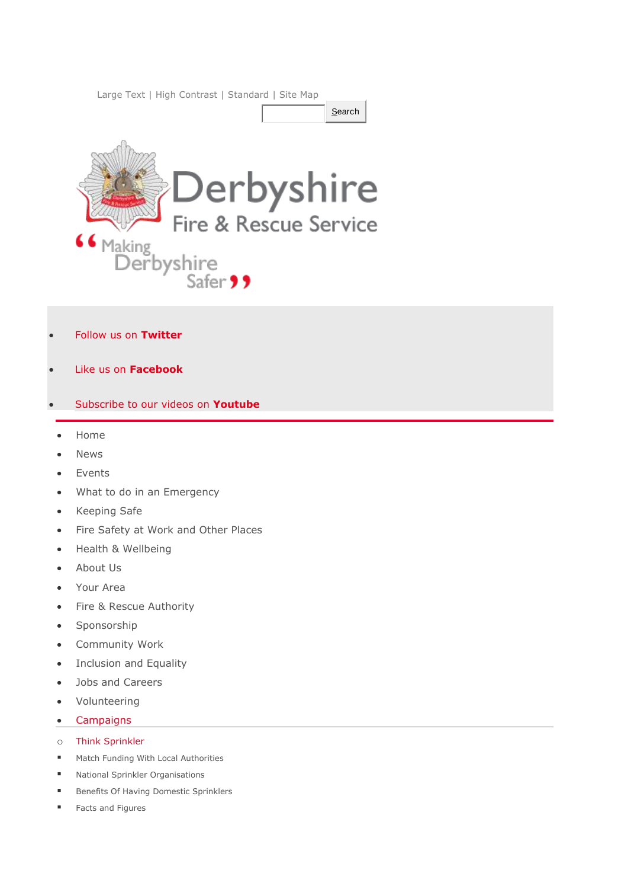Large Text | High Contrast | Standard | Site Map

Search

Derbyshire Fire & Rescue Service

"Making Derbyshire Safer"

- Follow us on **Twitter**
- Like us on **Facebook**
- Subscribe to our videos on **Youtube**

- Home
- News
- Events
- What to do in an Emergency
- Keeping Safe
- Fire Safety at Work and Other Places
- Health & Wellbeing
- About Us
- Your Area
- Fire & Rescue Authority
- Sponsorship
- Community Work
- Inclusion and Equality
- Jobs and Careers
- Volunteering
- Campaigns
  - Think Sprinkler
    - Match Funding With Local Authorities
    - National Sprinkler Organisations
    - Benefits Of Having Domestic Sprinklers
    - Facts and Figures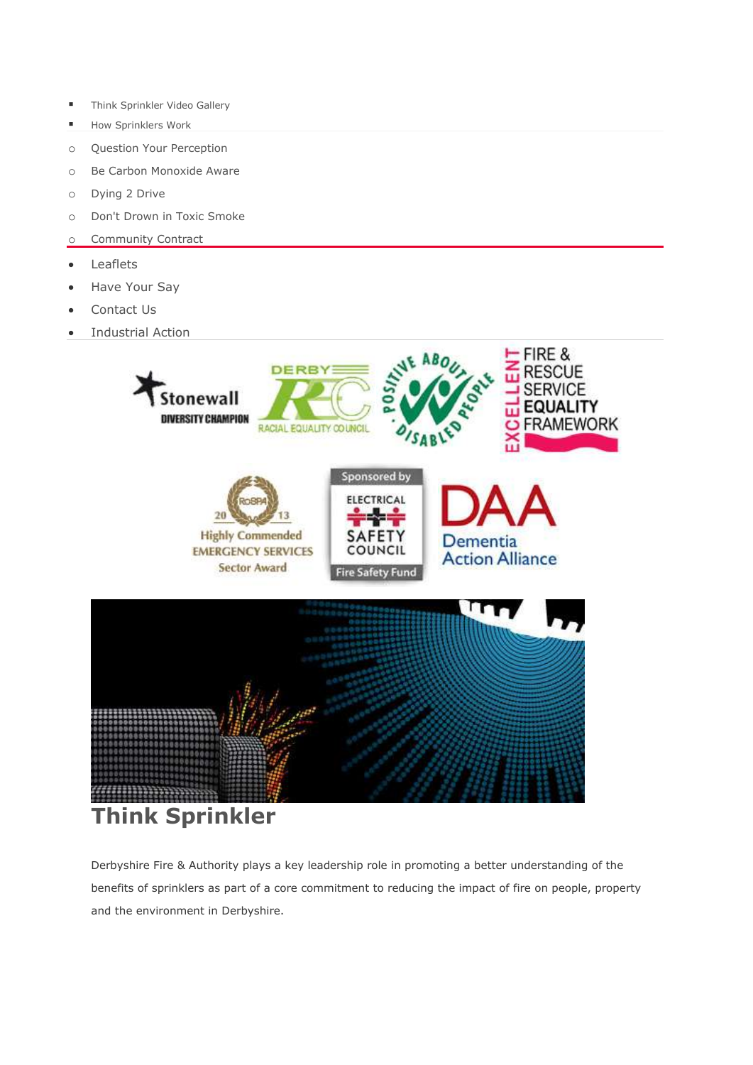- Think Sprinkler Video Gallery
- How Sprinklers Work

- Question Your Perception
- Be Carbon Monoxide Aware
- Dying 2 Drive
- Don't Drown in Toxic Smoke
- Community Contract

- Leaflets
- Have Your Say
- Contact Us
- Industrial Action

# Think Sprinkler

Derbyshire Fire & Authority plays a key leadership role in promoting a better understanding of the benefits of sprinklers as part of a core commitment to reducing the impact of fire on people, property and the environment in Derbyshire.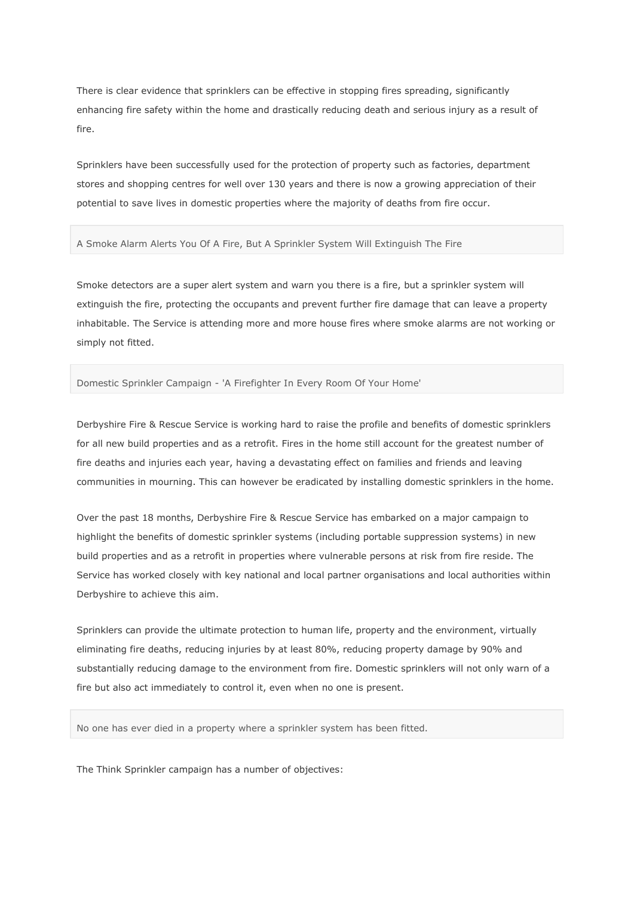There is clear evidence that sprinklers can be effective in stopping fires spreading, significantly enhancing fire safety within the home and drastically reducing death and serious injury as a result of fire.

Sprinklers have been successfully used for the protection of property such as factories, department stores and shopping centres for well over 130 years and there is now a growing appreciation of their potential to save lives in domestic properties where the majority of deaths from fire occur.

## A Smoke Alarm Alerts You Of A Fire, But A Sprinkler System Will Extinguish The Fire

Smoke detectors are a super alert system and warn you there is a fire, but a sprinkler system will extinguish the fire, protecting the occupants and prevent further fire damage that can leave a property inhabitable. The Service is attending more and more house fires where smoke alarms are not working or simply not fitted.

## Domestic Sprinkler Campaign - 'A Firefighter In Every Room Of Your Home'

Derbyshire Fire & Rescue Service is working hard to raise the profile and benefits of domestic sprinklers for all new build properties and as a retrofit. Fires in the home still account for the greatest number of fire deaths and injuries each year, having a devastating effect on families and friends and leaving communities in mourning. This can however be eradicated by installing domestic sprinklers in the home.

Over the past 18 months, Derbyshire Fire & Rescue Service has embarked on a major campaign to highlight the benefits of domestic sprinkler systems (including portable suppression systems) in new build properties and as a retrofit in properties where vulnerable persons at risk from fire reside. The Service has worked closely with key national and local partner organisations and local authorities within Derbyshire to achieve this aim.

Sprinklers can provide the ultimate protection to human life, property and the environment, virtually eliminating fire deaths, reducing injuries by at least 80%, reducing property damage by 90% and substantially reducing damage to the environment from fire. Domestic sprinklers will not only warn of a fire but also act immediately to control it, even when no one is present.

## No one has ever died in a property where a sprinkler system has been fitted.

The Think Sprinkler campaign has a number of objectives: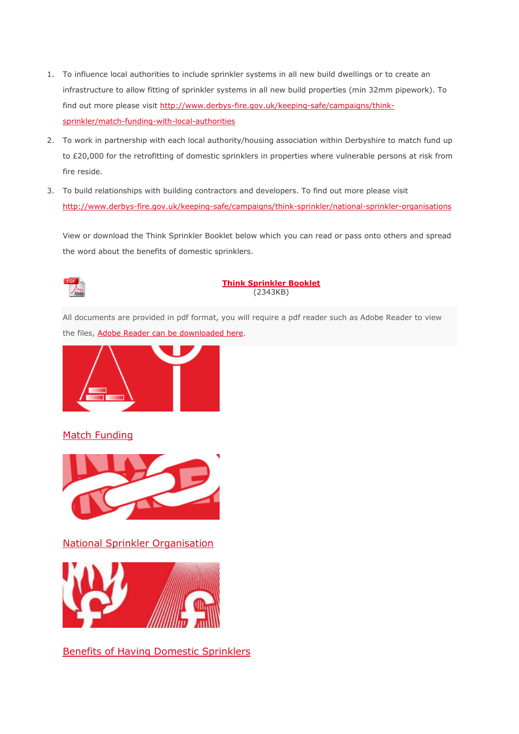1. To influence local authorities to include sprinkler systems in all new build dwellings or to create an infrastructure to allow fitting of sprinkler systems in all new build properties (min 32mm pipework). To find out more please visit http://www.derbys-fire.gov.uk/keeping-safe/campaigns/think-sprinkler/match-funding-with-local-authorities
2. To work in partnership with each local authority/housing association within Derbyshire to match fund up to £20,000 for the retrofitting of domestic sprinklers in properties where vulnerable persons at risk from fire reside.
3. To build relationships with building contractors and developers. To find out more please visit http://www.derbys-fire.gov.uk/keeping-safe/campaigns/think-sprinkler/national-sprinkler-organisations

View or download the Think Sprinkler Booklet below which you can read or pass onto others and spread the word about the benefits of domestic sprinklers.

**Think Sprinkler Booklet**
(2343KB)

All documents are provided in pdf format, you will require a pdf reader such as Adobe Reader to view the files, Adobe Reader can be downloaded here.

Match Funding

National Sprinkler Organisation

Benefits of Having Domestic Sprinklers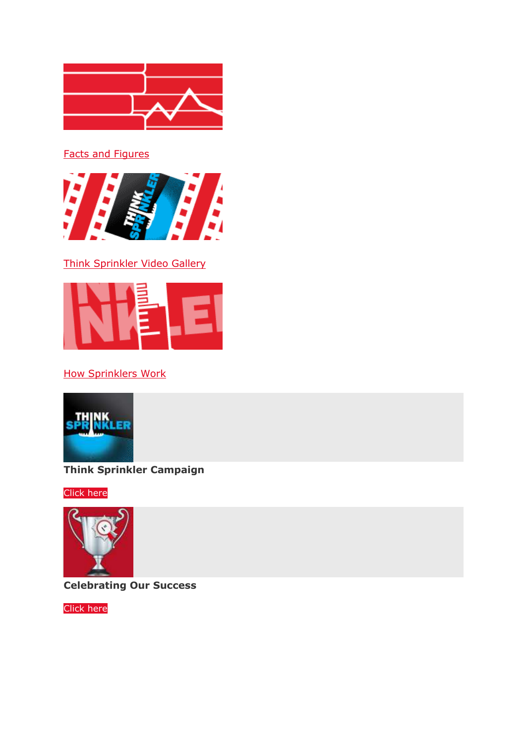Facts and Figures

Think Sprinkler Video Gallery

How Sprinklers Work

**Think Sprinkler Campaign**

Click here

**Celebrating Our Success**

Click here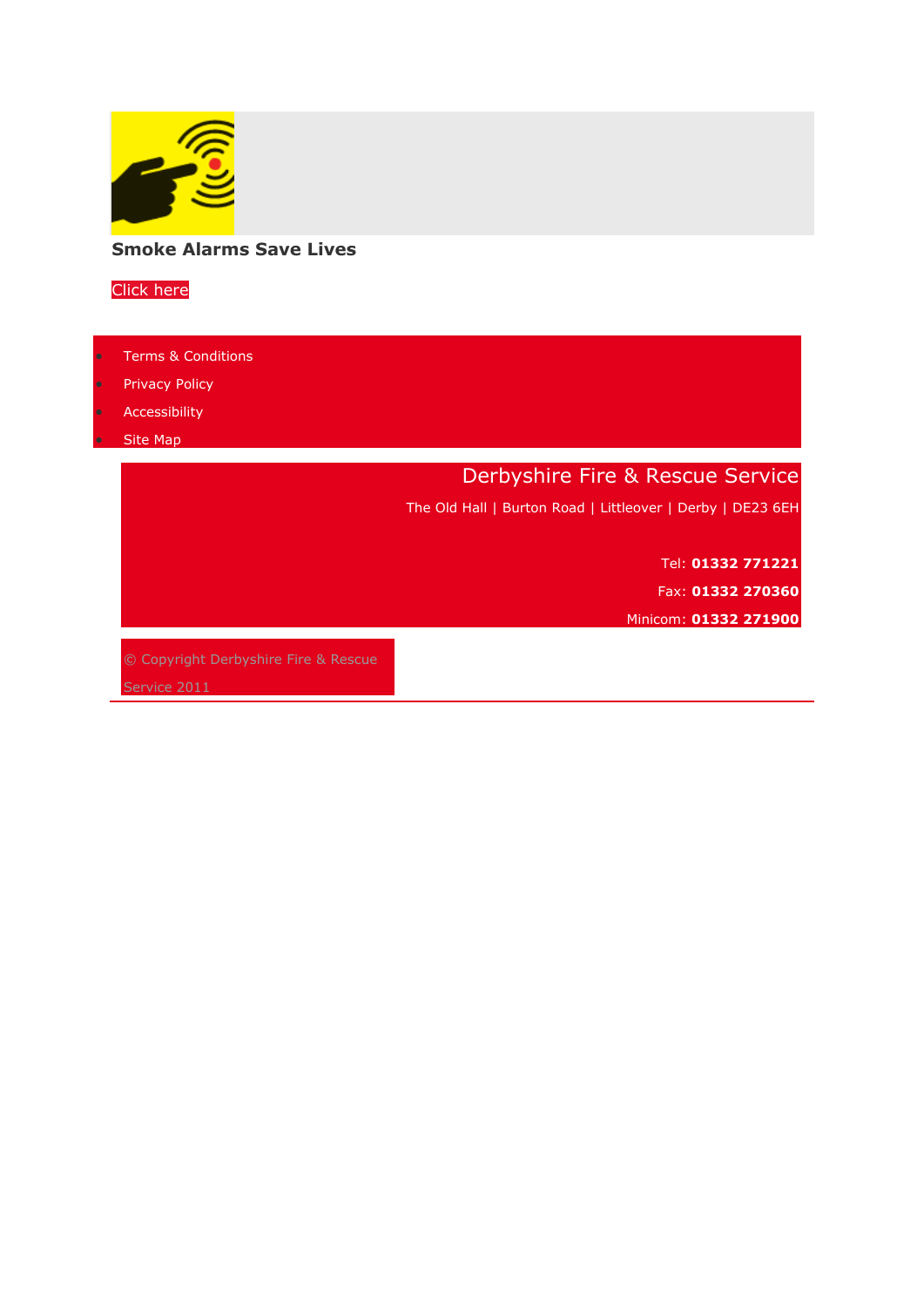**Smoke Alarms Save Lives**

Click here

- Terms & Conditions
- Privacy Policy
- Accessibility
- Site Map

Derbyshire Fire & Rescue Service

The Old Hall | Burton Road | Littleover | Derby | DE23 6EH

Tel: **01332 771221**

Fax: **01332 270360**

Minicom: **01332 271900**

© Copyright Derbyshire Fire & Rescue Service 2011